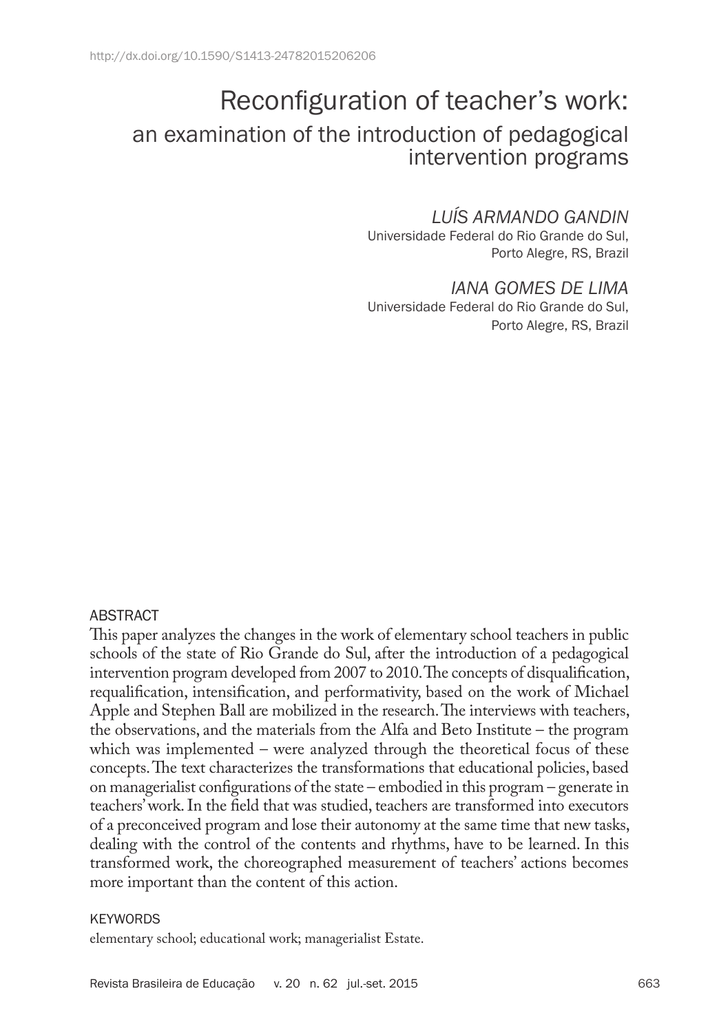http://dx.doi.org/10.1590/S1413-24782015206206

# Reconfiguration of teacher's work:
## an examination of the introduction of pedagogical intervention programs

*LUÍS ARMANDO GANDIN*
Universidade Federal do Rio Grande do Sul,
Porto Alegre, RS, Brazil

*IANA GOMES DE LIMA*
Universidade Federal do Rio Grande do Sul,
Porto Alegre, RS, Brazil

### ABSTRACT

This paper analyzes the changes in the work of elementary school teachers in public schools of the state of Rio Grande do Sul, after the introduction of a pedagogical intervention program developed from 2007 to 2010. The concepts of disqualification, requalification, intensification, and performativity, based on the work of Michael Apple and Stephen Ball are mobilized in the research. The interviews with teachers, the observations, and the materials from the Alfa and Beto Institute – the program which was implemented – were analyzed through the theoretical focus of these concepts. The text characterizes the transformations that educational policies, based on managerialist configurations of the state – embodied in this program – generate in teachers' work. In the field that was studied, teachers are transformed into executors of a preconceived program and lose their autonomy at the same time that new tasks, dealing with the control of the contents and rhythms, have to be learned. In this transformed work, the choreographed measurement of teachers' actions becomes more important than the content of this action.

### KEYWORDS

elementary school; educational work; managerialist Estate.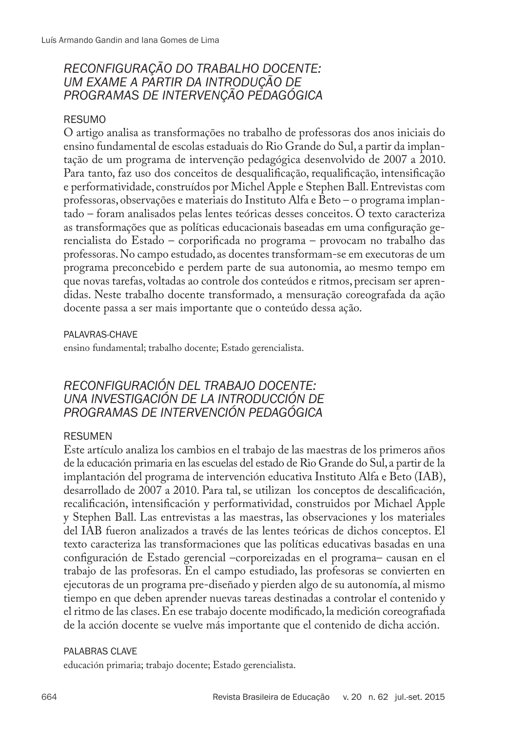## *RECONFIGURAÇÃO DO TRABALHO DOCENTE: UM EXAME A PARTIR DA INTRODUÇÃO DE PROGRAMAS DE INTERVENÇÃO PEDAGÓGICA*

### RESUMO

O artigo analisa as transformações no trabalho de professoras dos anos iniciais do ensino fundamental de escolas estaduais do Rio Grande do Sul, a partir da implantação de um programa de intervenção pedagógica desenvolvido de 2007 a 2010. Para tanto, faz uso dos conceitos de desqualificação, requalificação, intensificação e performatividade, construídos por Michel Apple e Stephen Ball. Entrevistas com professoras, observações e materiais do Instituto Alfa e Beto – o programa implantado – foram analisados pelas lentes teóricas desses conceitos. O texto caracteriza as transformações que as políticas educacionais baseadas em uma configuração gerencialista do Estado – corporificada no programa – provocam no trabalho das professoras. No campo estudado, as docentes transformam-se em executoras de um programa preconcebido e perdem parte de sua autonomia, ao mesmo tempo em que novas tarefas, voltadas ao controle dos conteúdos e ritmos, precisam ser aprendidas. Neste trabalho docente transformado, a mensuração coreografada da ação docente passa a ser mais importante que o conteúdo dessa ação.

### PALAVRAS-CHAVE

ensino fundamental; trabalho docente; Estado gerencialista.

## *RECONFIGURACIÓN DEL TRABAJO DOCENTE: UNA INVESTIGACIÓN DE LA INTRODUCCIÓN DE PROGRAMAS DE INTERVENCIÓN PEDAGÓGICA*

### RESUMEN

Este artículo analiza los cambios en el trabajo de las maestras de los primeros años de la educación primaria en las escuelas del estado de Rio Grande do Sul, a partir de la implantación del programa de intervención educativa Instituto Alfa e Beto (IAB), desarrollado de 2007 a 2010. Para tal, se utilizan los conceptos de descalificación, recalificación, intensificación y performatividad, construidos por Michael Apple y Stephen Ball. Las entrevistas a las maestras, las observaciones y los materiales del IAB fueron analizados a través de las lentes teóricas de dichos conceptos. El texto caracteriza las transformaciones que las políticas educativas basadas en una configuración de Estado gerencial –corporeizadas en el programa– causan en el trabajo de las profesoras. En el campo estudiado, las profesoras se convierten en ejecutoras de un programa pre-diseñado y pierden algo de su autonomía, al mismo tiempo en que deben aprender nuevas tareas destinadas a controlar el contenido y el ritmo de las clases. En ese trabajo docente modificado, la medición coreografiada de la acción docente se vuelve más importante que el contenido de dicha acción.

### PALABRAS CLAVE

educación primaria; trabajo docente; Estado gerencialista.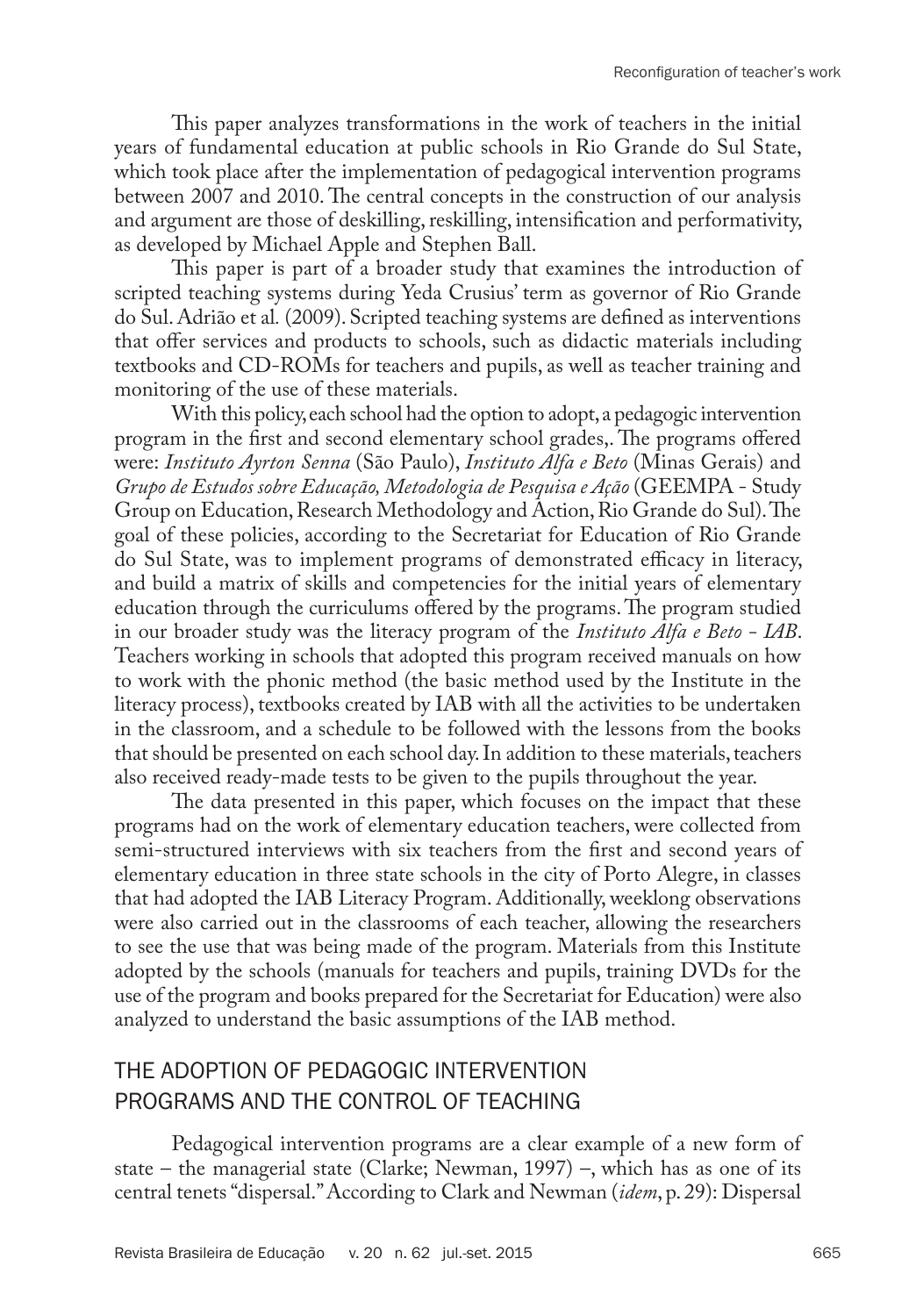This paper analyzes transformations in the work of teachers in the initial years of fundamental education at public schools in Rio Grande do Sul State, which took place after the implementation of pedagogical intervention programs between 2007 and 2010. The central concepts in the construction of our analysis and argument are those of deskilling, reskilling, intensification and performativity, as developed by Michael Apple and Stephen Ball.

This paper is part of a broader study that examines the introduction of scripted teaching systems during Yeda Crusius' term as governor of Rio Grande do Sul. Adrião et al*.* (2009). Scripted teaching systems are defined as interventions that offer services and products to schools, such as didactic materials including textbooks and CD-ROMs for teachers and pupils, as well as teacher training and monitoring of the use of these materials.

With this policy, each school had the option to adopt, a pedagogic intervention program in the first and second elementary school grades,. The programs offered were: *Instituto Ayrton Senna* (São Paulo), *Instituto Alfa e Beto* (Minas Gerais) and *Grupo de Estudos sobre Educação, Metodologia de Pesquisa e Ação* (GEEMPA - Study Group on Education, Research Methodology and Action, Rio Grande do Sul). The goal of these policies, according to the Secretariat for Education of Rio Grande do Sul State, was to implement programs of demonstrated efficacy in literacy, and build a matrix of skills and competencies for the initial years of elementary education through the curriculums offered by the programs. The program studied in our broader study was the literacy program of the *Instituto Alfa e Beto - IAB*. Teachers working in schools that adopted this program received manuals on how to work with the phonic method (the basic method used by the Institute in the literacy process), textbooks created by IAB with all the activities to be undertaken in the classroom, and a schedule to be followed with the lessons from the books that should be presented on each school day. In addition to these materials, teachers also received ready-made tests to be given to the pupils throughout the year.

The data presented in this paper, which focuses on the impact that these programs had on the work of elementary education teachers, were collected from semi-structured interviews with six teachers from the first and second years of elementary education in three state schools in the city of Porto Alegre, in classes that had adopted the IAB Literacy Program. Additionally, weeklong observations were also carried out in the classrooms of each teacher, allowing the researchers to see the use that was being made of the program. Materials from this Institute adopted by the schools (manuals for teachers and pupils, training DVDs for the use of the program and books prepared for the Secretariat for Education) were also analyzed to understand the basic assumptions of the IAB method.

## THE ADOPTION OF PEDAGOGIC INTERVENTION PROGRAMS AND THE CONTROL OF TEACHING

Pedagogical intervention programs are a clear example of a new form of state – the managerial state (Clarke; Newman, 1997) –, which has as one of its central tenets "dispersal." According to Clark and Newman (*idem*, p. 29): Dispersal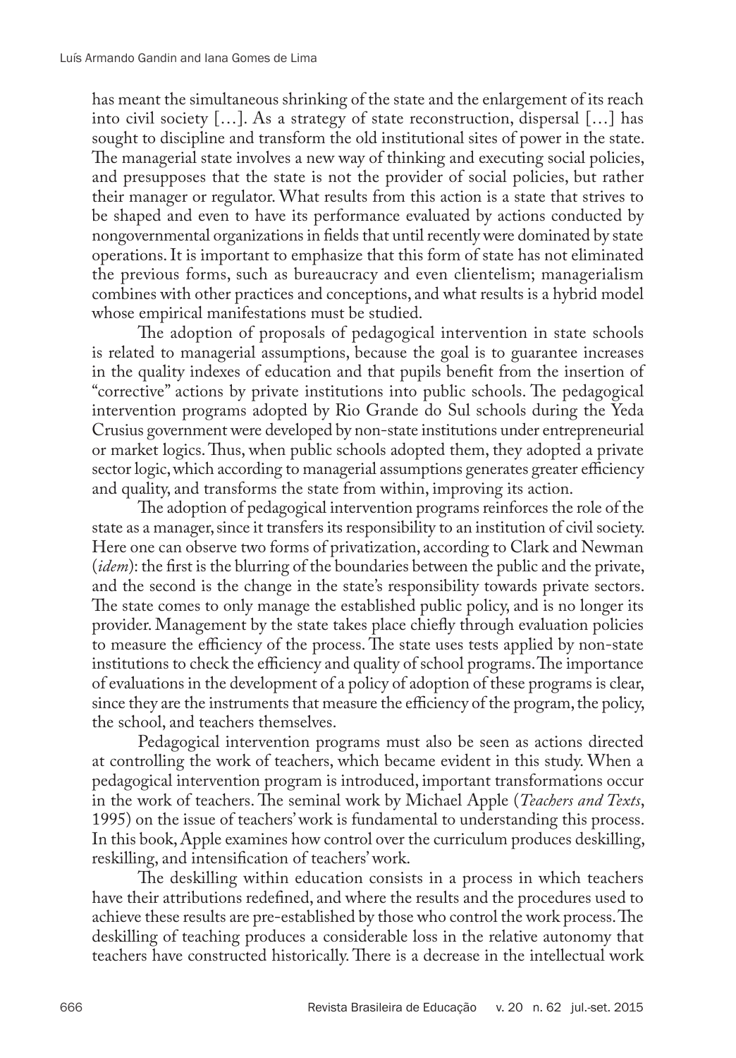has meant the simultaneous shrinking of the state and the enlargement of its reach into civil society […]. As a strategy of state reconstruction, dispersal […] has sought to discipline and transform the old institutional sites of power in the state. The managerial state involves a new way of thinking and executing social policies, and presupposes that the state is not the provider of social policies, but rather their manager or regulator. What results from this action is a state that strives to be shaped and even to have its performance evaluated by actions conducted by nongovernmental organizations in fields that until recently were dominated by state operations. It is important to emphasize that this form of state has not eliminated the previous forms, such as bureaucracy and even clientelism; managerialism combines with other practices and conceptions, and what results is a hybrid model whose empirical manifestations must be studied.

The adoption of proposals of pedagogical intervention in state schools is related to managerial assumptions, because the goal is to guarantee increases in the quality indexes of education and that pupils benefit from the insertion of "corrective" actions by private institutions into public schools. The pedagogical intervention programs adopted by Rio Grande do Sul schools during the Yeda Crusius government were developed by non-state institutions under entrepreneurial or market logics. Thus, when public schools adopted them, they adopted a private sector logic, which according to managerial assumptions generates greater efficiency and quality, and transforms the state from within, improving its action.

The adoption of pedagogical intervention programs reinforces the role of the state as a manager, since it transfers its responsibility to an institution of civil society. Here one can observe two forms of privatization, according to Clark and Newman (*idem*): the first is the blurring of the boundaries between the public and the private, and the second is the change in the state's responsibility towards private sectors. The state comes to only manage the established public policy, and is no longer its provider. Management by the state takes place chiefly through evaluation policies to measure the efficiency of the process. The state uses tests applied by non-state institutions to check the efficiency and quality of school programs. The importance of evaluations in the development of a policy of adoption of these programs is clear, since they are the instruments that measure the efficiency of the program, the policy, the school, and teachers themselves.

Pedagogical intervention programs must also be seen as actions directed at controlling the work of teachers, which became evident in this study. When a pedagogical intervention program is introduced, important transformations occur in the work of teachers. The seminal work by Michael Apple (*Teachers and Texts*, 1995) on the issue of teachers' work is fundamental to understanding this process. In this book, Apple examines how control over the curriculum produces deskilling, reskilling, and intensification of teachers' work.

The deskilling within education consists in a process in which teachers have their attributions redefined, and where the results and the procedures used to achieve these results are pre-established by those who control the work process. The deskilling of teaching produces a considerable loss in the relative autonomy that teachers have constructed historically. There is a decrease in the intellectual work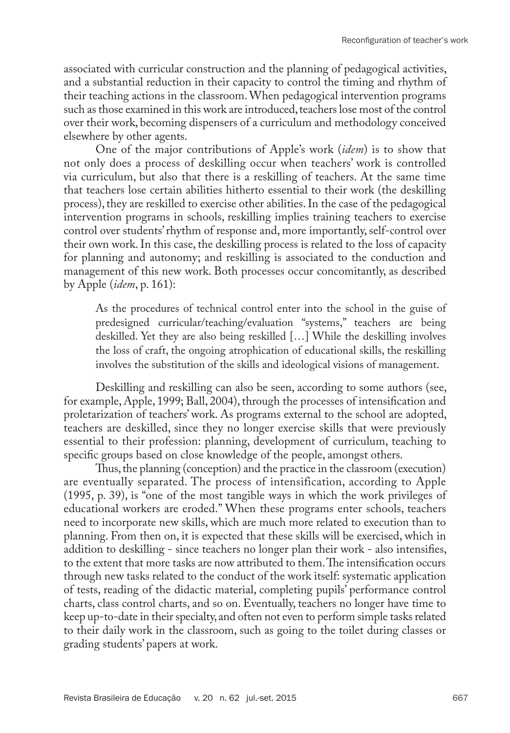associated with curricular construction and the planning of pedagogical activities, and a substantial reduction in their capacity to control the timing and rhythm of their teaching actions in the classroom. When pedagogical intervention programs such as those examined in this work are introduced, teachers lose most of the control over their work, becoming dispensers of a curriculum and methodology conceived elsewhere by other agents.

One of the major contributions of Apple's work (*idem*) is to show that not only does a process of deskilling occur when teachers' work is controlled via curriculum, but also that there is a reskilling of teachers. At the same time that teachers lose certain abilities hitherto essential to their work (the deskilling process), they are reskilled to exercise other abilities. In the case of the pedagogical intervention programs in schools, reskilling implies training teachers to exercise control over students' rhythm of response and, more importantly, self-control over their own work. In this case, the deskilling process is related to the loss of capacity for planning and autonomy; and reskilling is associated to the conduction and management of this new work. Both processes occur concomitantly, as described by Apple (*idem*, p. 161):

> As the procedures of technical control enter into the school in the guise of predesigned curricular/teaching/evaluation "systems," teachers are being deskilled. Yet they are also being reskilled […] While the deskilling involves the loss of craft, the ongoing atrophication of educational skills, the reskilling involves the substitution of the skills and ideological visions of management.

Deskilling and reskilling can also be seen, according to some authors (see, for example, Apple, 1999; Ball, 2004), through the processes of intensification and proletarization of teachers' work. As programs external to the school are adopted, teachers are deskilled, since they no longer exercise skills that were previously essential to their profession: planning, development of curriculum, teaching to specific groups based on close knowledge of the people, amongst others.

Thus, the planning (conception) and the practice in the classroom (execution) are eventually separated. The process of intensification, according to Apple (1995, p. 39), is "one of the most tangible ways in which the work privileges of educational workers are eroded." When these programs enter schools, teachers need to incorporate new skills, which are much more related to execution than to planning. From then on, it is expected that these skills will be exercised, which in addition to deskilling - since teachers no longer plan their work - also intensifies, to the extent that more tasks are now attributed to them. The intensification occurs through new tasks related to the conduct of the work itself: systematic application of tests, reading of the didactic material, completing pupils' performance control charts, class control charts, and so on. Eventually, teachers no longer have time to keep up-to-date in their specialty, and often not even to perform simple tasks related to their daily work in the classroom, such as going to the toilet during classes or grading students' papers at work.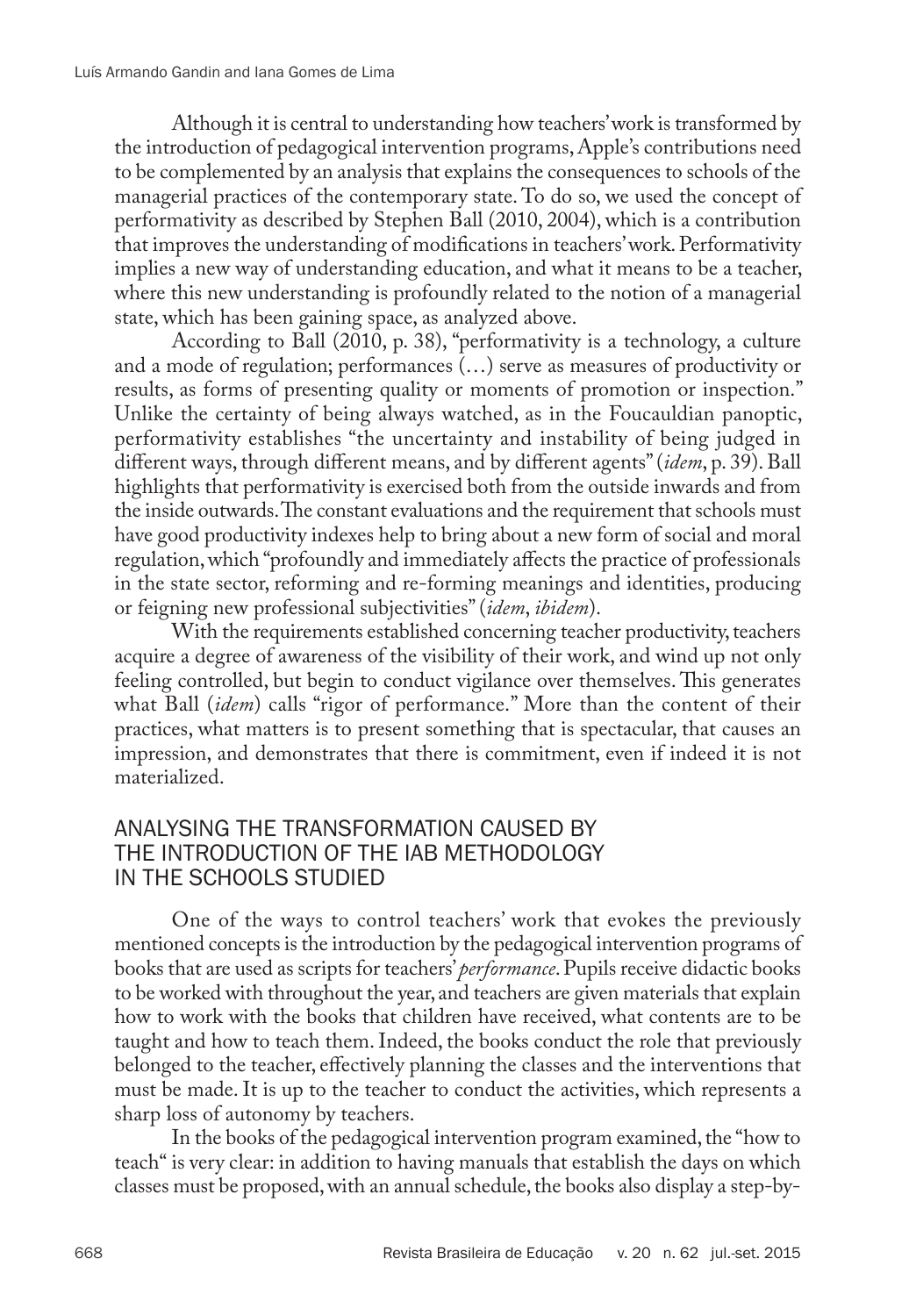Although it is central to understanding how teachers' work is transformed by the introduction of pedagogical intervention programs, Apple's contributions need to be complemented by an analysis that explains the consequences to schools of the managerial practices of the contemporary state. To do so, we used the concept of performativity as described by Stephen Ball (2010, 2004), which is a contribution that improves the understanding of modifications in teachers' work. Performativity implies a new way of understanding education, and what it means to be a teacher, where this new understanding is profoundly related to the notion of a managerial state, which has been gaining space, as analyzed above.

According to Ball (2010, p. 38), "performativity is a technology, a culture and a mode of regulation; performances (…) serve as measures of productivity or results, as forms of presenting quality or moments of promotion or inspection." Unlike the certainty of being always watched, as in the Foucauldian panoptic, performativity establishes "the uncertainty and instability of being judged in different ways, through different means, and by different agents" (*idem*, p. 39). Ball highlights that performativity is exercised both from the outside inwards and from the inside outwards. The constant evaluations and the requirement that schools must have good productivity indexes help to bring about a new form of social and moral regulation, which "profoundly and immediately affects the practice of professionals in the state sector, reforming and re-forming meanings and identities, producing or feigning new professional subjectivities" (*idem*, *ibidem*).

With the requirements established concerning teacher productivity, teachers acquire a degree of awareness of the visibility of their work, and wind up not only feeling controlled, but begin to conduct vigilance over themselves. This generates what Ball (*idem*) calls "rigor of performance." More than the content of their practices, what matters is to present something that is spectacular, that causes an impression, and demonstrates that there is commitment, even if indeed it is not materialized.

## ANALYSING THE TRANSFORMATION CAUSED BY THE INTRODUCTION OF THE IAB METHODOLOGY IN THE SCHOOLS STUDIED

One of the ways to control teachers' work that evokes the previously mentioned concepts is the introduction by the pedagogical intervention programs of books that are used as scripts for teachers' *performance*. Pupils receive didactic books to be worked with throughout the year, and teachers are given materials that explain how to work with the books that children have received, what contents are to be taught and how to teach them. Indeed, the books conduct the role that previously belonged to the teacher, effectively planning the classes and the interventions that must be made. It is up to the teacher to conduct the activities, which represents a sharp loss of autonomy by teachers.

In the books of the pedagogical intervention program examined, the "how to teach" is very clear: in addition to having manuals that establish the days on which classes must be proposed, with an annual schedule, the books also display a step-by-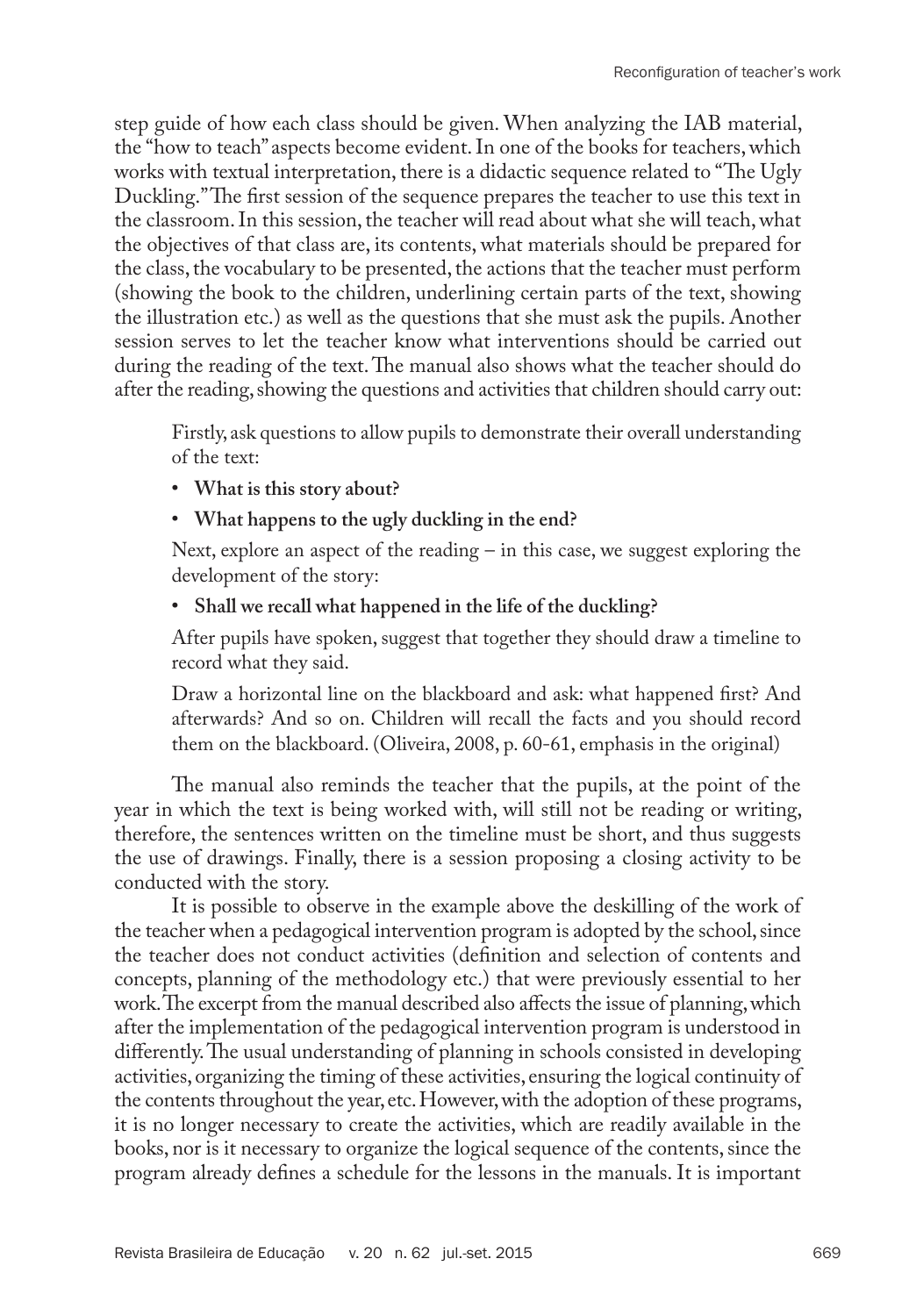step guide of how each class should be given. When analyzing the IAB material, the "how to teach" aspects become evident. In one of the books for teachers, which works with textual interpretation, there is a didactic sequence related to "The Ugly Duckling." The first session of the sequence prepares the teacher to use this text in the classroom. In this session, the teacher will read about what she will teach, what the objectives of that class are, its contents, what materials should be prepared for the class, the vocabulary to be presented, the actions that the teacher must perform (showing the book to the children, underlining certain parts of the text, showing the illustration etc.) as well as the questions that she must ask the pupils. Another session serves to let the teacher know what interventions should be carried out during the reading of the text. The manual also shows what the teacher should do after the reading, showing the questions and activities that children should carry out:

> Firstly, ask questions to allow pupils to demonstrate their overall understanding of the text:
>
> - **What is this story about?**
> - **What happens to the ugly duckling in the end?**
>
> Next, explore an aspect of the reading – in this case, we suggest exploring the development of the story:
>
> - **Shall we recall what happened in the life of the duckling?**
>
> After pupils have spoken, suggest that together they should draw a timeline to record what they said.
>
> Draw a horizontal line on the blackboard and ask: what happened first? And afterwards? And so on. Children will recall the facts and you should record them on the blackboard. (Oliveira, 2008, p. 60-61, emphasis in the original)

The manual also reminds the teacher that the pupils, at the point of the year in which the text is being worked with, will still not be reading or writing, therefore, the sentences written on the timeline must be short, and thus suggests the use of drawings. Finally, there is a session proposing a closing activity to be conducted with the story.

It is possible to observe in the example above the deskilling of the work of the teacher when a pedagogical intervention program is adopted by the school, since the teacher does not conduct activities (definition and selection of contents and concepts, planning of the methodology etc.) that were previously essential to her work. The excerpt from the manual described also affects the issue of planning, which after the implementation of the pedagogical intervention program is understood in differently. The usual understanding of planning in schools consisted in developing activities, organizing the timing of these activities, ensuring the logical continuity of the contents throughout the year, etc. However, with the adoption of these programs, it is no longer necessary to create the activities, which are readily available in the books, nor is it necessary to organize the logical sequence of the contents, since the program already defines a schedule for the lessons in the manuals. It is important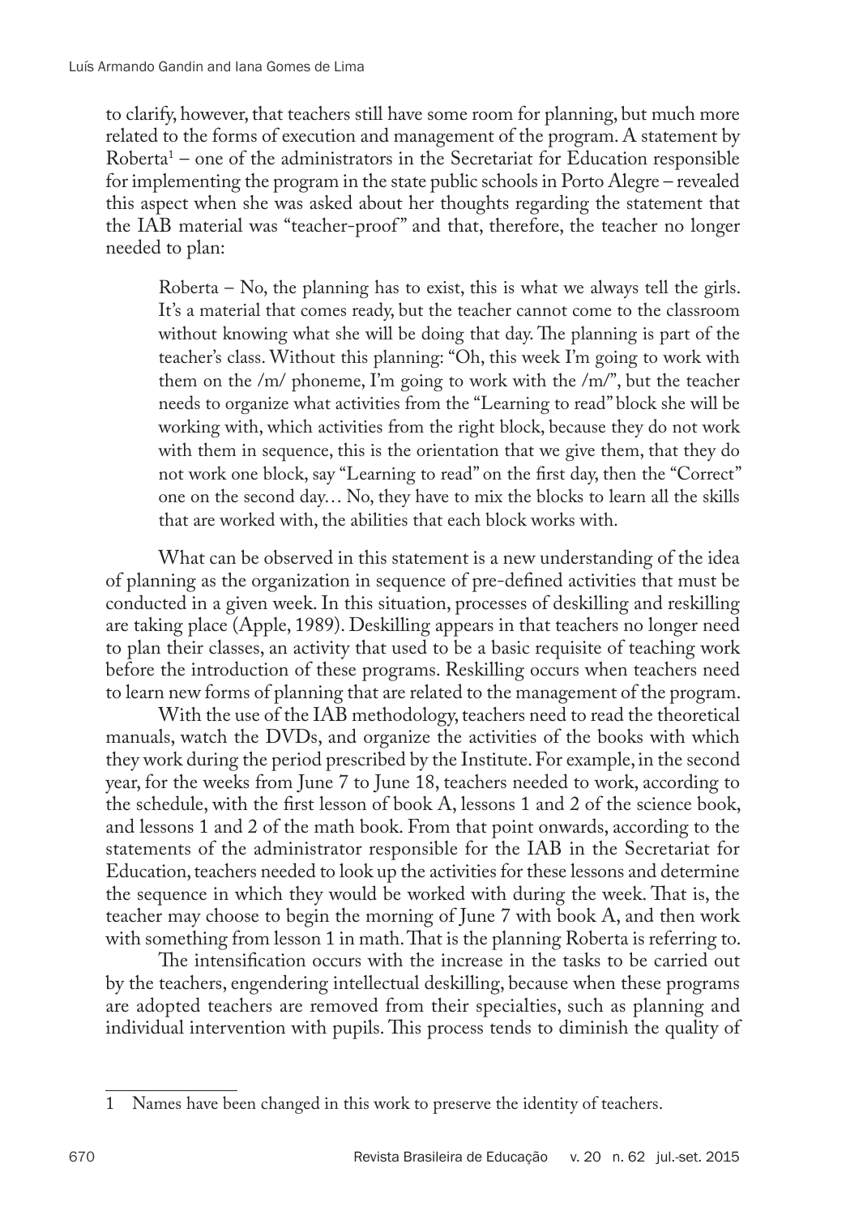to clarify, however, that teachers still have some room for planning, but much more related to the forms of execution and management of the program. A statement by Roberta[1] – one of the administrators in the Secretariat for Education responsible for implementing the program in the state public schools in Porto Alegre – revealed this aspect when she was asked about her thoughts regarding the statement that the IAB material was "teacher-proof" and that, therefore, the teacher no longer needed to plan:

> Roberta – No, the planning has to exist, this is what we always tell the girls. It's a material that comes ready, but the teacher cannot come to the classroom without knowing what she will be doing that day. The planning is part of the teacher's class. Without this planning: "Oh, this week I'm going to work with them on the /m/ phoneme, I'm going to work with the /m/", but the teacher needs to organize what activities from the "Learning to read" block she will be working with, which activities from the right block, because they do not work with them in sequence, this is the orientation that we give them, that they do not work one block, say "Learning to read" on the first day, then the "Correct" one on the second day… No, they have to mix the blocks to learn all the skills that are worked with, the abilities that each block works with.

What can be observed in this statement is a new understanding of the idea of planning as the organization in sequence of pre-defined activities that must be conducted in a given week. In this situation, processes of deskilling and reskilling are taking place (Apple, 1989). Deskilling appears in that teachers no longer need to plan their classes, an activity that used to be a basic requisite of teaching work before the introduction of these programs. Reskilling occurs when teachers need to learn new forms of planning that are related to the management of the program.

With the use of the IAB methodology, teachers need to read the theoretical manuals, watch the DVDs, and organize the activities of the books with which they work during the period prescribed by the Institute. For example, in the second year, for the weeks from June 7 to June 18, teachers needed to work, according to the schedule, with the first lesson of book A, lessons 1 and 2 of the science book, and lessons 1 and 2 of the math book. From that point onwards, according to the statements of the administrator responsible for the IAB in the Secretariat for Education, teachers needed to look up the activities for these lessons and determine the sequence in which they would be worked with during the week. That is, the teacher may choose to begin the morning of June 7 with book A, and then work with something from lesson 1 in math. That is the planning Roberta is referring to.

The intensification occurs with the increase in the tasks to be carried out by the teachers, engendering intellectual deskilling, because when these programs are adopted teachers are removed from their specialties, such as planning and individual intervention with pupils. This process tends to diminish the quality of

---

[1] Names have been changed in this work to preserve the identity of teachers.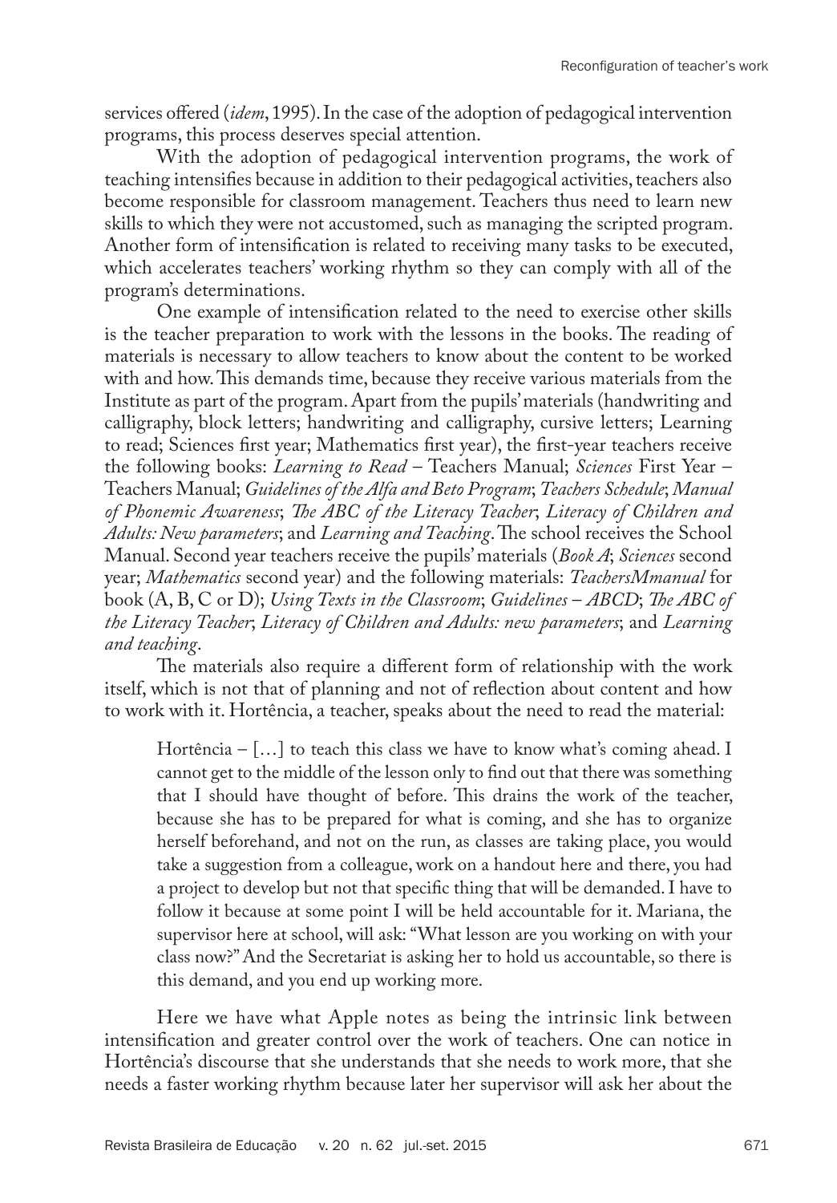services offered (*idem*, 1995). In the case of the adoption of pedagogical intervention programs, this process deserves special attention.

With the adoption of pedagogical intervention programs, the work of teaching intensifies because in addition to their pedagogical activities, teachers also become responsible for classroom management. Teachers thus need to learn new skills to which they were not accustomed, such as managing the scripted program. Another form of intensification is related to receiving many tasks to be executed, which accelerates teachers' working rhythm so they can comply with all of the program's determinations.

One example of intensification related to the need to exercise other skills is the teacher preparation to work with the lessons in the books. The reading of materials is necessary to allow teachers to know about the content to be worked with and how. This demands time, because they receive various materials from the Institute as part of the program. Apart from the pupils' materials (handwriting and calligraphy, block letters; handwriting and calligraphy, cursive letters; Learning to read; Sciences first year; Mathematics first year), the first-year teachers receive the following books: *Learning to Read* – Teachers Manual; *Sciences* First Year – Teachers Manual; *Guidelines of the Alfa and Beto Program*; *Teachers Schedule*; *Manual of Phonemic Awareness*; *The ABC of the Literacy Teacher*; *Literacy of Children and Adults: New parameters*; and *Learning and Teaching*. The school receives the School Manual. Second year teachers receive the pupils' materials (*Book A*; *Sciences* second year; *Mathematics* second year) and the following materials: *TeachersMmanual* for book (A, B, C or D); *Using Texts in the Classroom*; *Guidelines – ABCD*; *The ABC of the Literacy Teacher*; *Literacy of Children and Adults: new parameters*; and *Learning and teaching*.

The materials also require a different form of relationship with the work itself, which is not that of planning and not of reflection about content and how to work with it. Hortência, a teacher, speaks about the need to read the material:

> Hortência – […] to teach this class we have to know what's coming ahead. I cannot get to the middle of the lesson only to find out that there was something that I should have thought of before. This drains the work of the teacher, because she has to be prepared for what is coming, and she has to organize herself beforehand, and not on the run, as classes are taking place, you would take a suggestion from a colleague, work on a handout here and there, you had a project to develop but not that specific thing that will be demanded. I have to follow it because at some point I will be held accountable for it. Mariana, the supervisor here at school, will ask: "What lesson are you working on with your class now?" And the Secretariat is asking her to hold us accountable, so there is this demand, and you end up working more.

Here we have what Apple notes as being the intrinsic link between intensification and greater control over the work of teachers. One can notice in Hortência's discourse that she understands that she needs to work more, that she needs a faster working rhythm because later her supervisor will ask her about the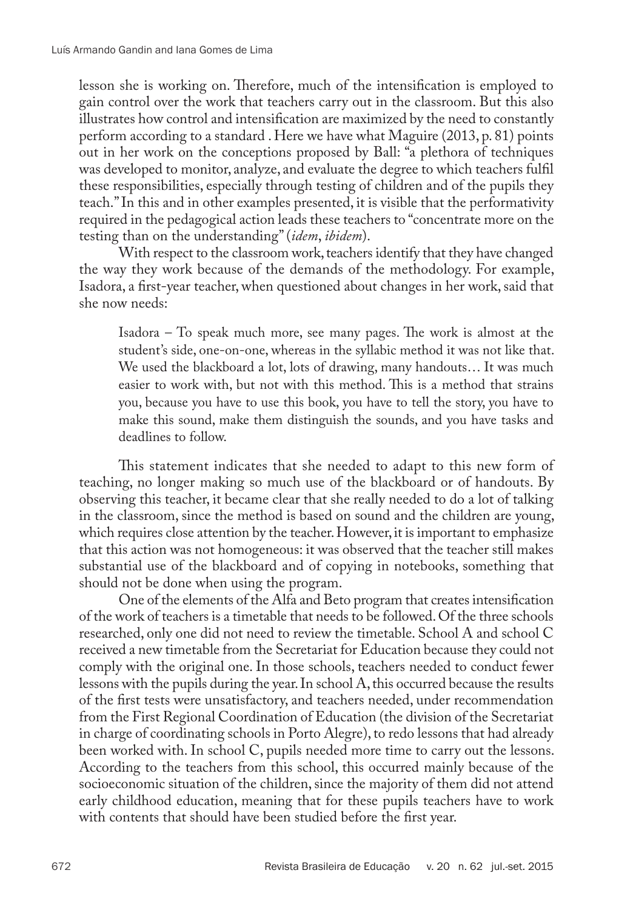lesson she is working on. Therefore, much of the intensification is employed to gain control over the work that teachers carry out in the classroom. But this also illustrates how control and intensification are maximized by the need to constantly perform according to a standard . Here we have what Maguire (2013, p. 81) points out in her work on the conceptions proposed by Ball: "a plethora of techniques was developed to monitor, analyze, and evaluate the degree to which teachers fulfil these responsibilities, especially through testing of children and of the pupils they teach." In this and in other examples presented, it is visible that the performativity required in the pedagogical action leads these teachers to "concentrate more on the testing than on the understanding" (*idem*, *ibidem*).

With respect to the classroom work, teachers identify that they have changed the way they work because of the demands of the methodology. For example, Isadora, a first-year teacher, when questioned about changes in her work, said that she now needs:

> Isadora – To speak much more, see many pages. The work is almost at the student's side, one-on-one, whereas in the syllabic method it was not like that. We used the blackboard a lot, lots of drawing, many handouts… It was much easier to work with, but not with this method. This is a method that strains you, because you have to use this book, you have to tell the story, you have to make this sound, make them distinguish the sounds, and you have tasks and deadlines to follow.

This statement indicates that she needed to adapt to this new form of teaching, no longer making so much use of the blackboard or of handouts. By observing this teacher, it became clear that she really needed to do a lot of talking in the classroom, since the method is based on sound and the children are young, which requires close attention by the teacher. However, it is important to emphasize that this action was not homogeneous: it was observed that the teacher still makes substantial use of the blackboard and of copying in notebooks, something that should not be done when using the program.

One of the elements of the Alfa and Beto program that creates intensification of the work of teachers is a timetable that needs to be followed. Of the three schools researched, only one did not need to review the timetable. School A and school C received a new timetable from the Secretariat for Education because they could not comply with the original one. In those schools, teachers needed to conduct fewer lessons with the pupils during the year. In school A, this occurred because the results of the first tests were unsatisfactory, and teachers needed, under recommendation from the First Regional Coordination of Education (the division of the Secretariat in charge of coordinating schools in Porto Alegre), to redo lessons that had already been worked with. In school C, pupils needed more time to carry out the lessons. According to the teachers from this school, this occurred mainly because of the socioeconomic situation of the children, since the majority of them did not attend early childhood education, meaning that for these pupils teachers have to work with contents that should have been studied before the first year.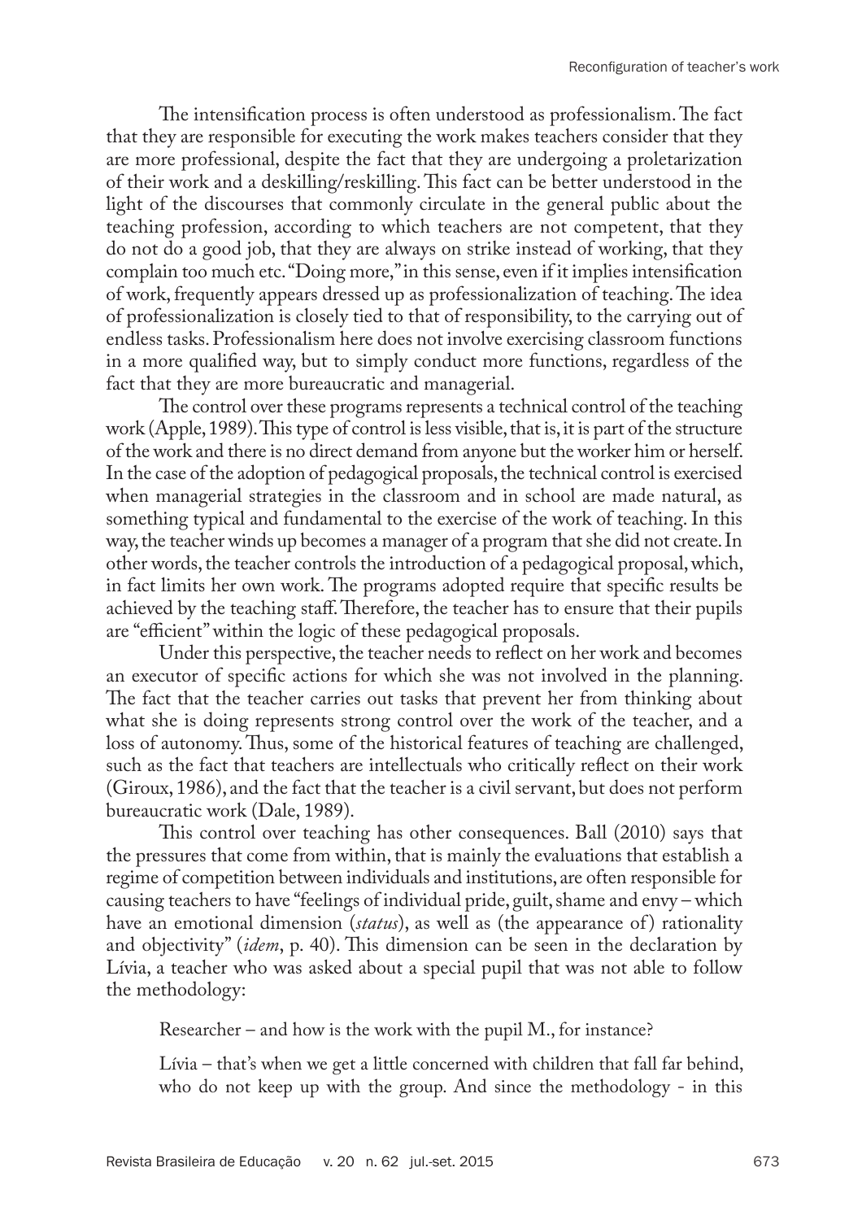The intensification process is often understood as professionalism. The fact that they are responsible for executing the work makes teachers consider that they are more professional, despite the fact that they are undergoing a proletarization of their work and a deskilling/reskilling. This fact can be better understood in the light of the discourses that commonly circulate in the general public about the teaching profession, according to which teachers are not competent, that they do not do a good job, that they are always on strike instead of working, that they complain too much etc. "Doing more," in this sense, even if it implies intensification of work, frequently appears dressed up as professionalization of teaching. The idea of professionalization is closely tied to that of responsibility, to the carrying out of endless tasks. Professionalism here does not involve exercising classroom functions in a more qualified way, but to simply conduct more functions, regardless of the fact that they are more bureaucratic and managerial.

The control over these programs represents a technical control of the teaching work (Apple, 1989). This type of control is less visible, that is, it is part of the structure of the work and there is no direct demand from anyone but the worker him or herself. In the case of the adoption of pedagogical proposals, the technical control is exercised when managerial strategies in the classroom and in school are made natural, as something typical and fundamental to the exercise of the work of teaching. In this way, the teacher winds up becomes a manager of a program that she did not create. In other words, the teacher controls the introduction of a pedagogical proposal, which, in fact limits her own work. The programs adopted require that specific results be achieved by the teaching staff. Therefore, the teacher has to ensure that their pupils are "efficient" within the logic of these pedagogical proposals.

Under this perspective, the teacher needs to reflect on her work and becomes an executor of specific actions for which she was not involved in the planning. The fact that the teacher carries out tasks that prevent her from thinking about what she is doing represents strong control over the work of the teacher, and a loss of autonomy. Thus, some of the historical features of teaching are challenged, such as the fact that teachers are intellectuals who critically reflect on their work (Giroux, 1986), and the fact that the teacher is a civil servant, but does not perform bureaucratic work (Dale, 1989).

This control over teaching has other consequences. Ball (2010) says that the pressures that come from within, that is mainly the evaluations that establish a regime of competition between individuals and institutions, are often responsible for causing teachers to have "feelings of individual pride, guilt, shame and envy – which have an emotional dimension (*status*), as well as (the appearance of) rationality and objectivity" (*idem*, p. 40). This dimension can be seen in the declaration by Lívia, a teacher who was asked about a special pupil that was not able to follow the methodology:

> Researcher – and how is the work with the pupil M., for instance?
>
> Lívia – that's when we get a little concerned with children that fall far behind, who do not keep up with the group. And since the methodology - in this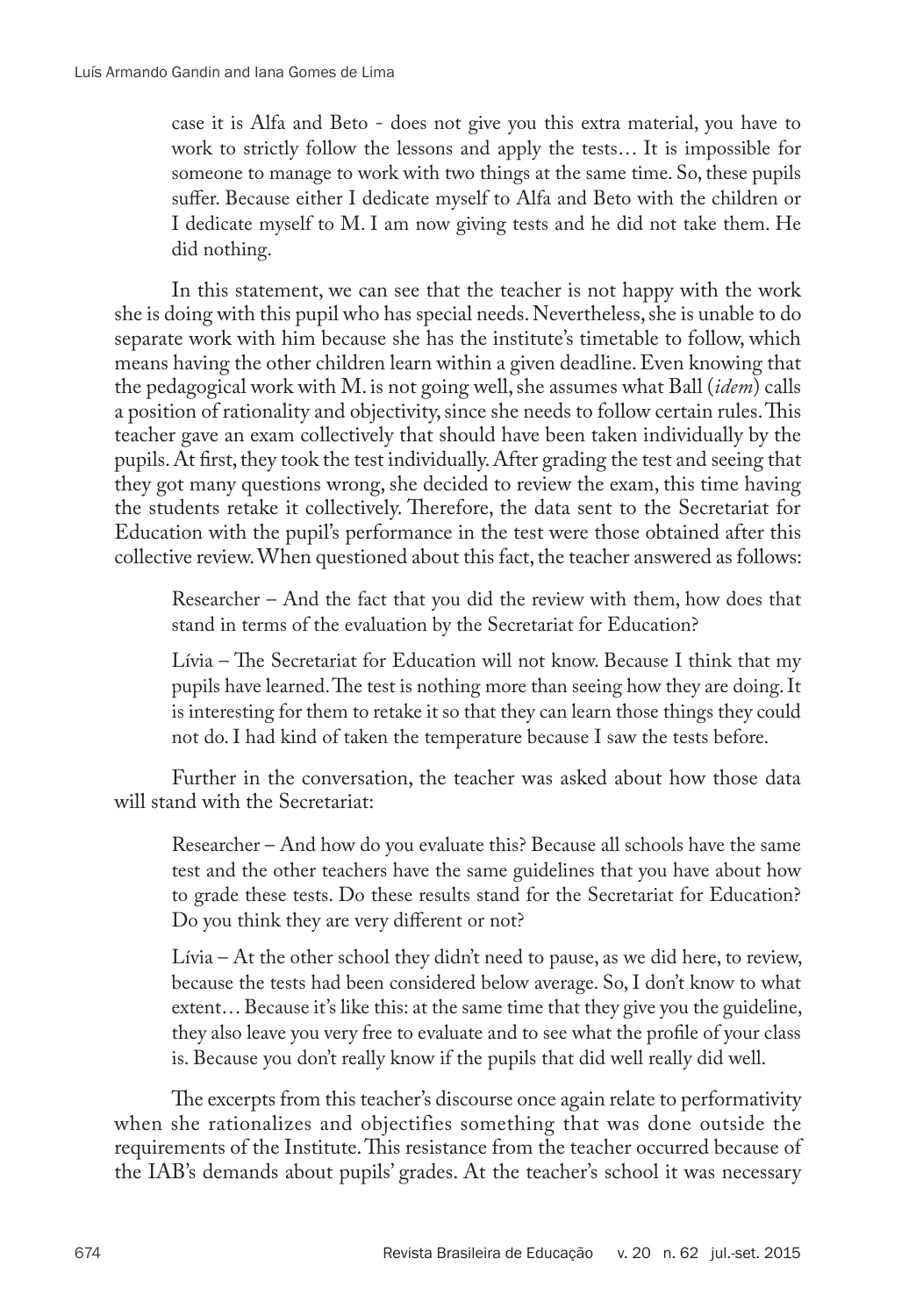case it is Alfa and Beto - does not give you this extra material, you have to work to strictly follow the lessons and apply the tests… It is impossible for someone to manage to work with two things at the same time. So, these pupils suffer. Because either I dedicate myself to Alfa and Beto with the children or I dedicate myself to M. I am now giving tests and he did not take them. He did nothing.

In this statement, we can see that the teacher is not happy with the work she is doing with this pupil who has special needs. Nevertheless, she is unable to do separate work with him because she has the institute's timetable to follow, which means having the other children learn within a given deadline. Even knowing that the pedagogical work with M. is not going well, she assumes what Ball (*idem*) calls a position of rationality and objectivity, since she needs to follow certain rules. This teacher gave an exam collectively that should have been taken individually by the pupils. At first, they took the test individually. After grading the test and seeing that they got many questions wrong, she decided to review the exam, this time having the students retake it collectively. Therefore, the data sent to the Secretariat for Education with the pupil's performance in the test were those obtained after this collective review. When questioned about this fact, the teacher answered as follows:

> Researcher – And the fact that you did the review with them, how does that stand in terms of the evaluation by the Secretariat for Education?
>
> Lívia – The Secretariat for Education will not know. Because I think that my pupils have learned. The test is nothing more than seeing how they are doing. It is interesting for them to retake it so that they can learn those things they could not do. I had kind of taken the temperature because I saw the tests before.

Further in the conversation, the teacher was asked about how those data will stand with the Secretariat:

> Researcher – And how do you evaluate this? Because all schools have the same test and the other teachers have the same guidelines that you have about how to grade these tests. Do these results stand for the Secretariat for Education? Do you think they are very different or not?
>
> Lívia – At the other school they didn't need to pause, as we did here, to review, because the tests had been considered below average. So, I don't know to what extent… Because it's like this: at the same time that they give you the guideline, they also leave you very free to evaluate and to see what the profile of your class is. Because you don't really know if the pupils that did well really did well.

The excerpts from this teacher's discourse once again relate to performativity when she rationalizes and objectifies something that was done outside the requirements of the Institute. This resistance from the teacher occurred because of the IAB's demands about pupils' grades. At the teacher's school it was necessary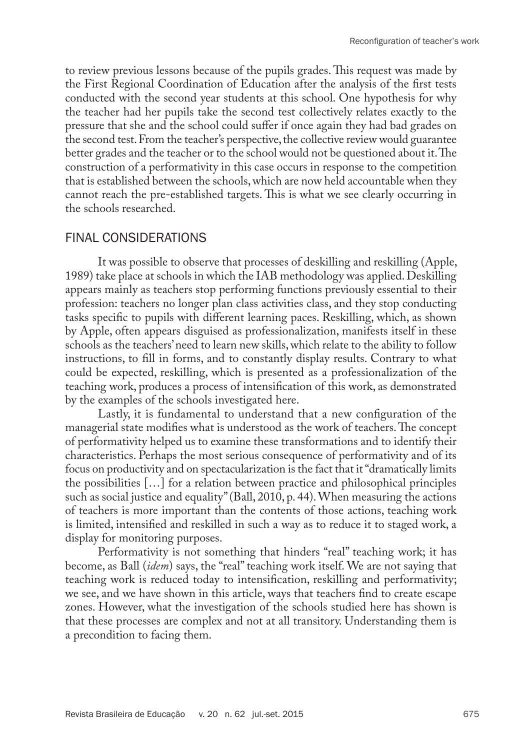to review previous lessons because of the pupils grades. This request was made by the First Regional Coordination of Education after the analysis of the first tests conducted with the second year students at this school. One hypothesis for why the teacher had her pupils take the second test collectively relates exactly to the pressure that she and the school could suffer if once again they had bad grades on the second test. From the teacher's perspective, the collective review would guarantee better grades and the teacher or to the school would not be questioned about it. The construction of a performativity in this case occurs in response to the competition that is established between the schools, which are now held accountable when they cannot reach the pre-established targets. This is what we see clearly occurring in the schools researched.

## FINAL CONSIDERATIONS

It was possible to observe that processes of deskilling and reskilling (Apple, 1989) take place at schools in which the IAB methodology was applied. Deskilling appears mainly as teachers stop performing functions previously essential to their profession: teachers no longer plan class activities class, and they stop conducting tasks specific to pupils with different learning paces. Reskilling, which, as shown by Apple, often appears disguised as professionalization, manifests itself in these schools as the teachers' need to learn new skills, which relate to the ability to follow instructions, to fill in forms, and to constantly display results. Contrary to what could be expected, reskilling, which is presented as a professionalization of the teaching work, produces a process of intensification of this work, as demonstrated by the examples of the schools investigated here.

Lastly, it is fundamental to understand that a new configuration of the managerial state modifies what is understood as the work of teachers. The concept of performativity helped us to examine these transformations and to identify their characteristics. Perhaps the most serious consequence of performativity and of its focus on productivity and on spectacularization is the fact that it "dramatically limits the possibilities […] for a relation between practice and philosophical principles such as social justice and equality" (Ball, 2010, p. 44). When measuring the actions of teachers is more important than the contents of those actions, teaching work is limited, intensified and reskilled in such a way as to reduce it to staged work, a display for monitoring purposes.

Performativity is not something that hinders "real" teaching work; it has become, as Ball (*idem*) says, the "real" teaching work itself. We are not saying that teaching work is reduced today to intensification, reskilling and performativity; we see, and we have shown in this article, ways that teachers find to create escape zones. However, what the investigation of the schools studied here has shown is that these processes are complex and not at all transitory. Understanding them is a precondition to facing them.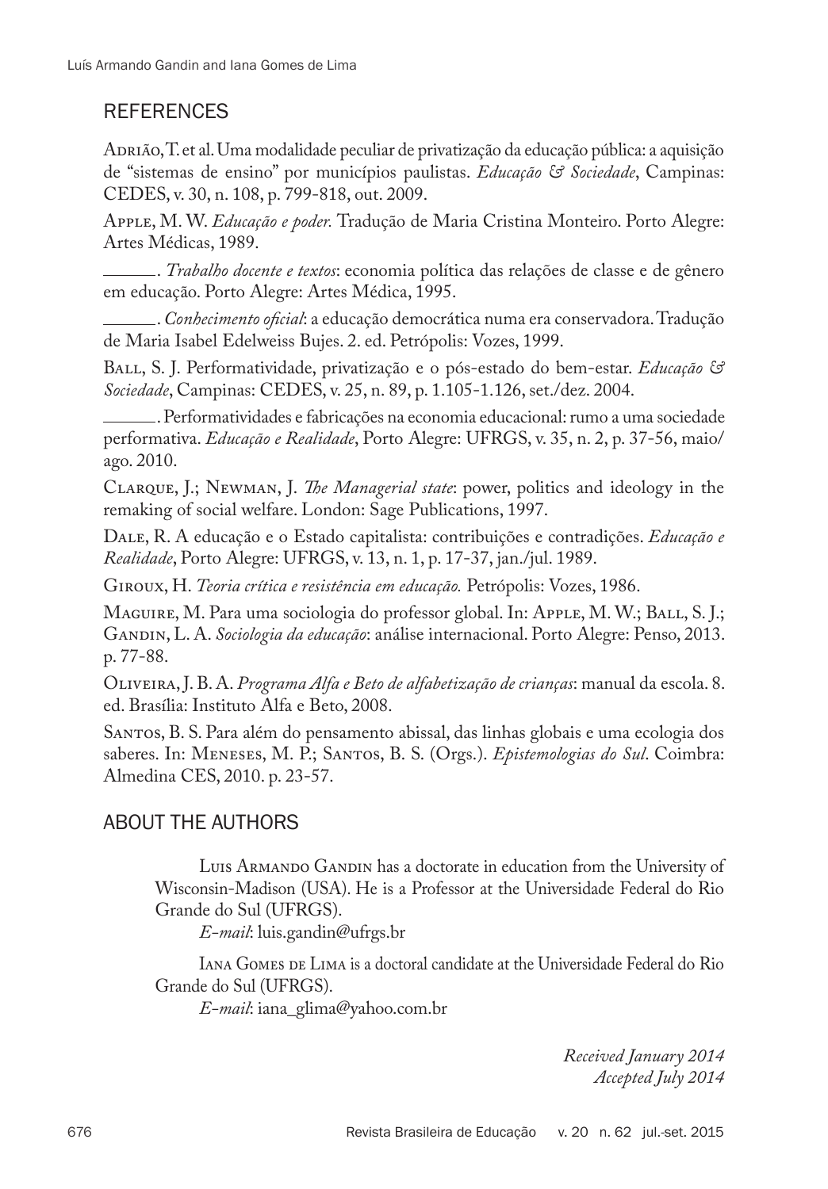## REFERENCES

Adrião, T. et al. Uma modalidade peculiar de privatização da educação pública: a aquisição de "sistemas de ensino" por municípios paulistas. *Educação & Sociedade*, Campinas: CEDES, v. 30, n. 108, p. 799-818, out. 2009.

Apple, M. W. *Educação e poder.* Tradução de Maria Cristina Monteiro. Porto Alegre: Artes Médicas, 1989.

______. *Trabalho docente e textos*: economia política das relações de classe e de gênero em educação. Porto Alegre: Artes Médica, 1995.

______. *Conhecimento oficial*: a educação democrática numa era conservadora. Tradução de Maria Isabel Edelweiss Bujes. 2. ed. Petrópolis: Vozes, 1999.

Ball, S. J. Performatividade, privatização e o pós-estado do bem-estar. *Educação & Sociedade*, Campinas: CEDES, v. 25, n. 89, p. 1.105-1.126, set./dez. 2004.

______. Performatividades e fabricações na economia educacional: rumo a uma sociedade performativa. *Educação e Realidade*, Porto Alegre: UFRGS, v. 35, n. 2, p. 37-56, maio/ago. 2010.

Clarque, J.; Newman, J. *The Managerial state*: power, politics and ideology in the remaking of social welfare. London: Sage Publications, 1997.

Dale, R. A educação e o Estado capitalista: contribuições e contradições. *Educação e Realidade*, Porto Alegre: UFRGS, v. 13, n. 1, p. 17-37, jan./jul. 1989.

Giroux, H. *Teoria crítica e resistência em educação.* Petrópolis: Vozes, 1986.

Maguire, M. Para uma sociologia do professor global. In: Apple, M. W.; Ball, S. J.; Gandin, L. A. *Sociologia da educação*: análise internacional. Porto Alegre: Penso, 2013. p. 77-88.

Oliveira, J. B. A. *Programa Alfa e Beto de alfabetização de crianças*: manual da escola. 8. ed. Brasília: Instituto Alfa e Beto, 2008.

Santos, B. S. Para além do pensamento abissal, das linhas globais e uma ecologia dos saberes. In: Meneses, M. P.; Santos, B. S. (Orgs.). *Epistemologias do Sul*. Coimbra: Almedina CES, 2010. p. 23-57.

## ABOUT THE AUTHORS

Luis Armando Gandin has a doctorate in education from the University of Wisconsin-Madison (USA). He is a Professor at the Universidade Federal do Rio Grande do Sul (UFRGS).

*E-mail*: luis.gandin@ufrgs.br

Iana Gomes de Lima is a doctoral candidate at the Universidade Federal do Rio Grande do Sul (UFRGS).

*E-mail*: iana_glima@yahoo.com.br

*Received January 2014*
*Accepted July 2014*